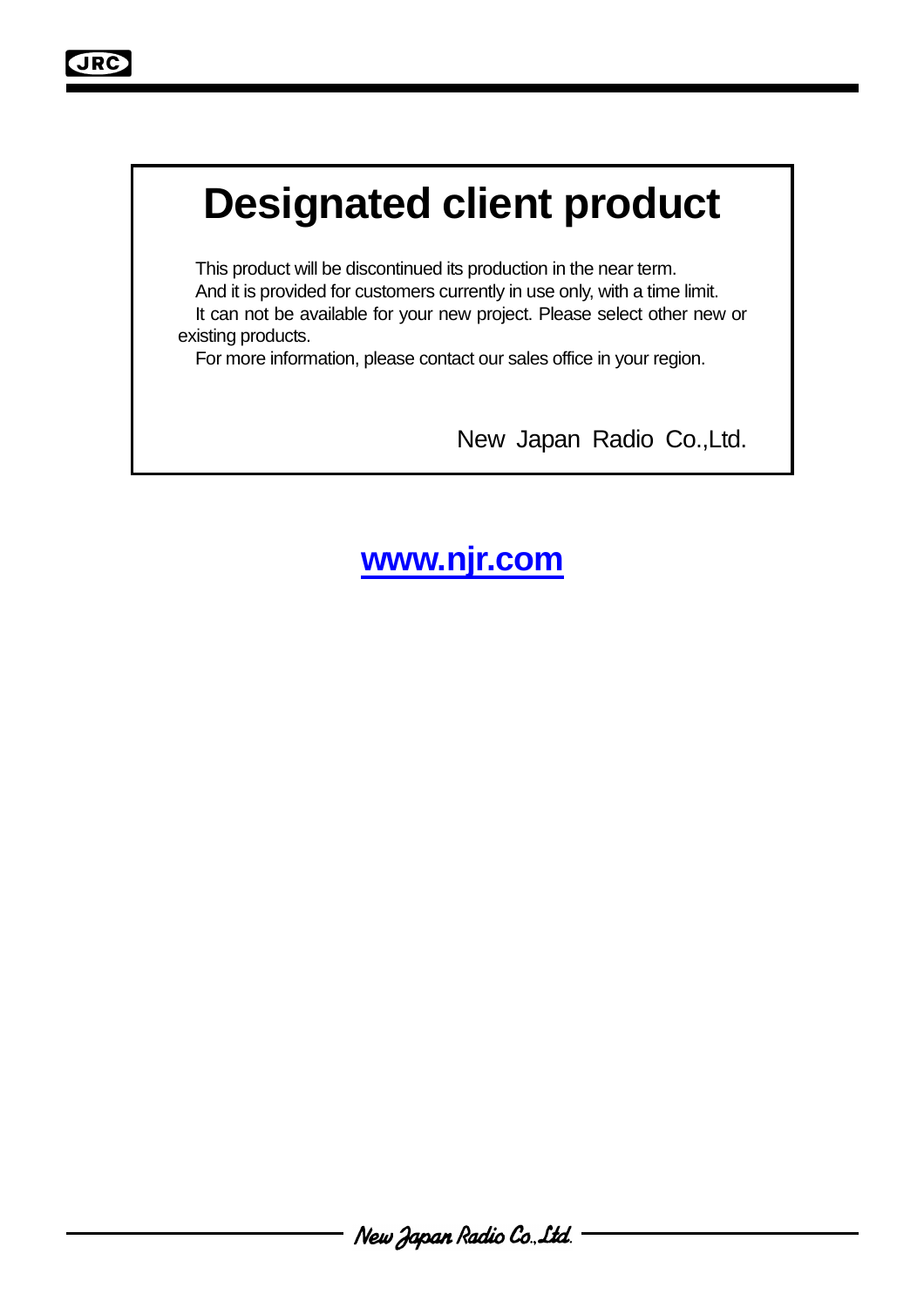# Designated client product

This product will be discontinued its production in the near term.
And it is provided for customers currently in use only, with a time limit.
It can not be available for your new project. Please select other new or existing products.
For more information, please contact our sales office in your region.

New Japan Radio Co.,Ltd.

**www.njr.com**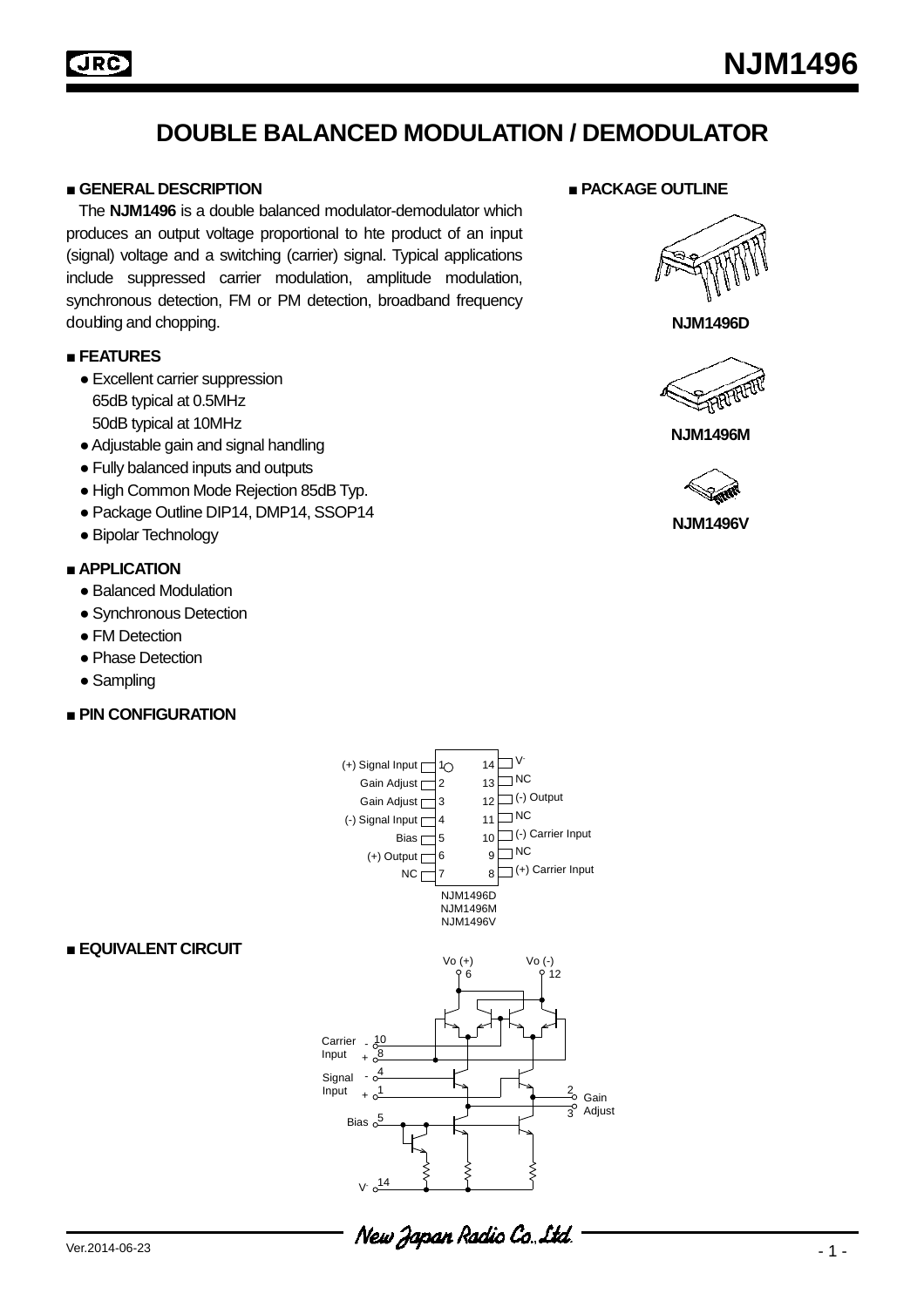# DOUBLE BALANCED MODULATION / DEMODULATOR

## ■ GENERAL DESCRIPTION

The **NJM1496** is a double balanced modulator-demodulator which produces an output voltage proportional to hte product of an input (signal) voltage and a switching (carrier) signal. Typical applications include suppressed carrier modulation, amplitude modulation, synchronous detection, FM or PM detection, broadband frequency doubling and chopping.

## ■ PACKAGE OUTLINE

NJM1496D

NJM1496M

NJM1496V

## ■ FEATURES

- Excellent carrier suppression
  65dB typical at 0.5MHz
  50dB typical at 10MHz
- Adjustable gain and signal handling
- Fully balanced inputs and outputs
- High Common Mode Rejection 85dB Typ.
- Package Outline DIP14, DMP14, SSOP14
- Bipolar Technology

## ■ APPLICATION

- Balanced Modulation
- Synchronous Detection
- FM Detection
- Phase Detection
- Sampling

## ■ PIN CONFIGURATION

| Pin | Function | Pin | Function |
|---|---|---|---|
| 1 | (+) Signal Input | 14 | $V^-$ |
| 2 | Gain Adjust | 13 | NC |
| 3 | Gain Adjust | 12 | (-) Output |
| 4 | (-) Signal Input | 11 | NC |
| 5 | Bias | 10 | (-) Carrier Input |
| 6 | (+) Output | 9 | NC |
| 7 | NC | 8 | (+) Carrier Input |

NJM1496D
NJM1496M
NJM1496V

## ■ EQUIVALENT CIRCUIT

Vo (+) 6, Vo (-) 12, Carrier Input - 10, + 8, Signal Input - 4, + 1, Gain Adjust 2, 3, Bias 5, $V^-$ 14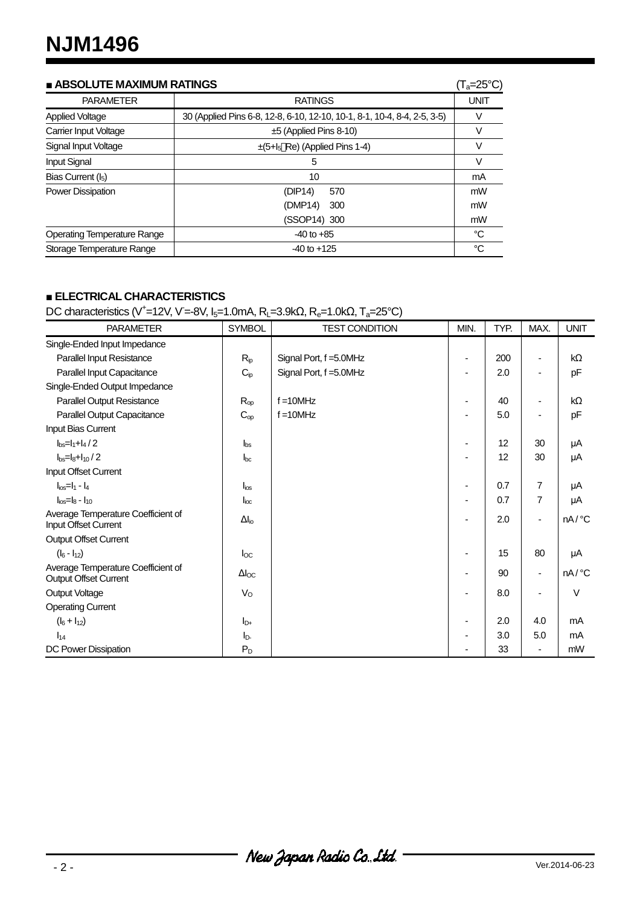# NJM1496

## ■ ABSOLUTE MAXIMUM RATINGS

($T_a$=25°C)

| PARAMETER | RATINGS | UNIT |
|---|---|---|
| Applied Voltage | 30 (Applied Pins 6-8, 12-8, 6-10, 12-10, 10-1, 8-1, 10-4, 8-4, 2-5, 3-5) | V |
| Carrier Input Voltage | ±5 (Applied Pins 8-10) | V |
| Signal Input Voltage | ±(5+$I_5$Re) (Applied Pins 1-4) | V |
| Input Signal | 5 | V |
| Bias Current ($I_5$) | 10 | mA |
| Power Dissipation | (DIP14) 570 | mW |
| | (DMP14) 300 | mW |
| | (SSOP14) 300 | mW |
| Operating Temperature Range | -40 to +85 | °C |
| Storage Temperature Range | -40 to +125 | °C |

## ■ ELECTRICAL CHARACTERISTICS

DC characteristics ($V^+$=12V, $V^-$=-8V, $I_5$=1.0mA, $R_L$=3.9kΩ, $R_e$=1.0kΩ, $T_a$=25°C)

| PARAMETER | SYMBOL | TEST CONDITION | MIN. | TYP. | MAX. | UNIT |
|---|---|---|---|---|---|---|
| Single-Ended Input Impedance | | | | | | |
| Parallel Input Resistance | $R_{ip}$ | Signal Port, f =5.0MHz | - | 200 | - | kΩ |
| Parallel Input Capacitance | $C_{ip}$ | Signal Port, f =5.0MHz | - | 2.0 | - | pF |
| Single-Ended Output Impedance | | | | | | |
| Parallel Output Resistance | $R_{op}$ | f =10MHz | - | 40 | - | kΩ |
| Parallel Output Capacitance | $C_{op}$ | f =10MHz | - | 5.0 | - | pF |
| Input Bias Current | | | | | | |
| $I_{bs}=I_1+I_4 / 2$ | $I_{bs}$ | | - | 12 | 30 | μA |
| $I_{bs}=I_8+I_{10} / 2$ | $I_{bc}$ | | - | 12 | 30 | μA |
| Input Offset Current | | | | | | |
| $I_{ios}=I_1 - I_4$ | $I_{ios}$ | | - | 0.7 | 7 | μA |
| $I_{ios}=I_8 - I_{10}$ | $I_{ioc}$ | | - | 0.7 | 7 | μA |
| Average Temperature Coefficient of Input Offset Current | $\Delta I_{io}$ | | - | 2.0 | - | nA / °C |
| Output Offset Current | | | | | | |
| $(I_6 - I_{12})$ | $I_{OC}$ | | - | 15 | 80 | μA |
| Average Temperature Coefficient of Output Offset Current | $\Delta I_{OC}$ | | - | 90 | - | nA / °C |
| Output Voltage | $V_O$ | | - | 8.0 | - | V |
| Operating Current | | | | | | |
| $(I_6 + I_{12})$ | $I_{D+}$ | | - | 2.0 | 4.0 | mA |
| $I_{14}$ | $I_{D-}$ | | - | 3.0 | 5.0 | mA |
| DC Power Dissipation | $P_D$ | | - | 33 | - | mW |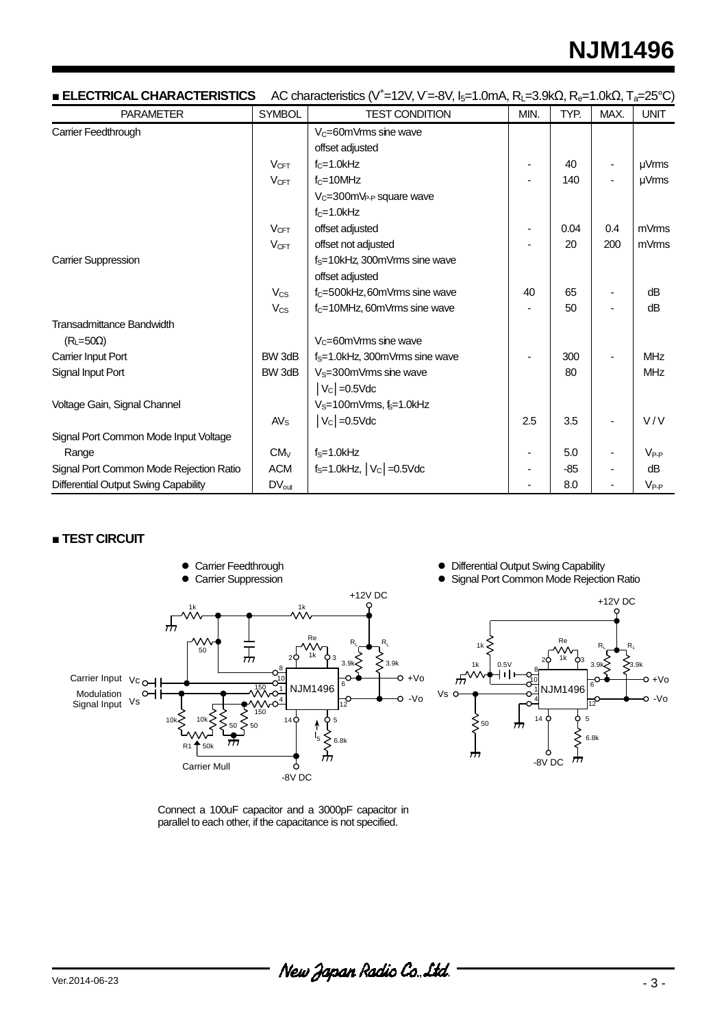## ■ ELECTRICAL CHARACTERISTICS

AC characteristics ($V^+$=12V, $V^-$=-8V, $I_5$=1.0mA, $R_L$=3.9kΩ, $R_e$=1.0kΩ, $T_a$=25°C)

| PARAMETER | SYMBOL | TEST CONDITION | MIN. | TYP. | MAX. | UNIT |
|---|---|---|---|---|---|---|
| Carrier Feedthrough | | $V_C$=60mVrms sine wave | | | | |
| | | offset adjusted | | | | |
| | $V_{CFT}$ | $f_C$=1.0kHz | - | 40 | - | µVrms |
| | $V_{CFT}$ | $f_C$=10MHz | - | 140 | - | µVrms |
| | | $V_C$=300m$V_{P-P}$ square wave | | | | |
| | | $f_C$=1.0kHz | | | | |
| | $V_{CFT}$ | offset adjusted | - | 0.04 | 0.4 | mVrms |
| | $V_{CFT}$ | offset not adjusted | - | 20 | 200 | mVrms |
| Carrier Suppression | | $f_S$=10kHz, 300mVrms sine wave | | | | |
| | | offset adjusted | | | | |
| | $V_{CS}$ | $f_C$=500kHz, 60mVrms sine wave | 40 | 65 | - | dB |
| | $V_{CS}$ | $f_C$=10MHz, 60mVrms sine wave | - | 50 | - | dB |
| Transadmittance Bandwidth | | | | | | |
| ($R_L$=50Ω) | | $V_C$=60mVrms sine wave | | | | |
| Carrier Input Port | BW 3dB | $f_S$=1.0kHz, 300mVrms sine wave | - | 300 | - | MHz |
| Signal Input Port | BW 3dB | $V_S$=300mVrms sine wave | | 80 | | MHz |
| | | $\lvert V_C \rvert$=0.5Vdc | | | | |
| Voltage Gain, Signal Channel | | $V_S$=100mVrms, $f_S$=1.0kHz | | | | |
| | $AV_S$ | $\lvert V_C \rvert$=0.5Vdc | 2.5 | 3.5 | - | V / V |
| Signal Port Common Mode Input Voltage | | | | | | |
| Range | $CM_V$ | $f_S$=1.0kHz | - | 5.0 | - | $V_{P-P}$ |
| Signal Port Common Mode Rejection Ratio | ACM | $f_S$=1.0kHz, $\lvert V_C \rvert$=0.5Vdc | - | -85 | - | dB |
| Differential Output Swing Capability | $DV_{out}$ | | - | 8.0 | - | $V_{P-P}$ |

## ■ TEST CIRCUIT

- Carrier Feedthrough
- Carrier Suppression

- Differential Output Swing Capability
- Signal Port Common Mode Rejection Ratio

Connect a 100uF capacitor and a 3000pF capacitor in parallel to each other, if the capacitance is not specified.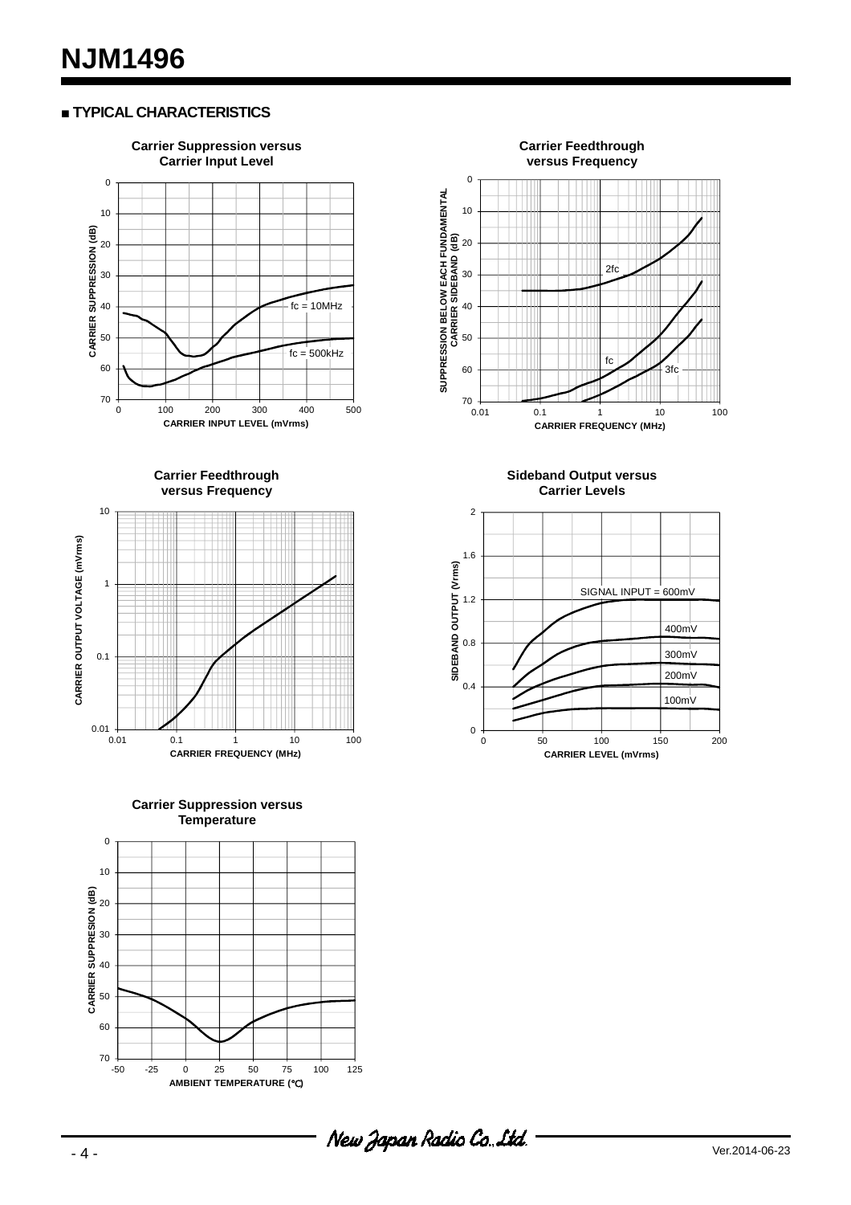## ■ TYPICAL CHARACTERISTICS

**Carrier Suppression versus Carrier Input Level**

CARRIER SUPPRESSION (dB) vs. CARRIER INPUT LEVEL (mVrms)

fc = 10MHz

fc = 500kHz

**Carrier Feedthrough versus Frequency**

SUPPRESSION BELOW EACH FUNDAMENTAL CARRIER SIDEBAND (dB) vs. CARRIER FREQUENCY (MHz)

2fc

fc

3fc

**Carrier Feedthrough versus Frequency**

CARRIER OUTPUT VOLTAGE (mVrms) vs. CARRIER FREQUENCY (MHz)

**Sideband Output versus Carrier Levels**

SIDEBAND OUTPUT (Vrms) vs. CARRIER LEVEL (mVrms)

SIGNAL INPUT = 600mV

400mV

300mV

200mV

100mV

**Carrier Suppression versus Temperature**

CARRIER SUPPRESION (dB) vs. AMBIENT TEMPERATURE (°C)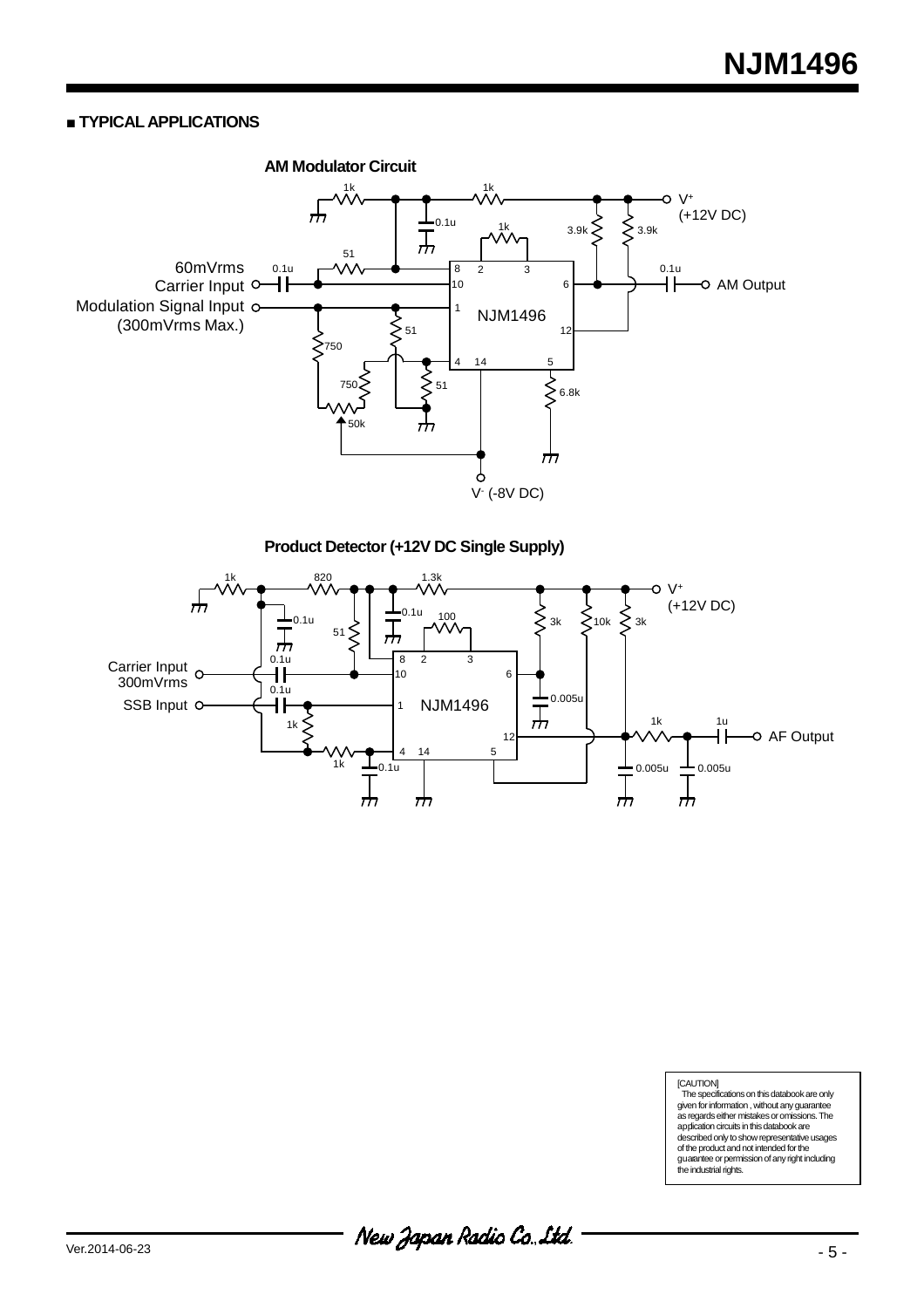## ■ TYPICAL APPLICATIONS

### AM Modulator Circuit

1k
1k
0.1u
1k
3.9k
3.9k
V+
(+12V DC)
51
60mVrms
Carrier Input
0.1u
8
2
3
10
6
0.1u
AM Output
Modulation Signal Input
(300mVrms Max.)
1
NJM1496
51
12
750
4
14
5
750
51
6.8k
50k
V- (-8V DC)

### Product Detector (+12V DC Single Supply)

1k
820
1.3k
V+
(+12V DC)
0.1u
0.1u
100
3k
10k
3k
51
0.1u
8
2
3
Carrier Input
300mVrms
10
6
0.1u
0.005u
SSB Input
1
NJM1496
1k
1k
1u
12
AF Output
4
14
5
1k
0.1u
0.005u
0.005u

[CAUTION]
The specifications on this databook are only given for information , without any guarantee as regards either mistakes or omissions. The application circuits in this databook are described only to show representative usages of the product and not intended for the guarantee or permission of any right including the industrial rights.